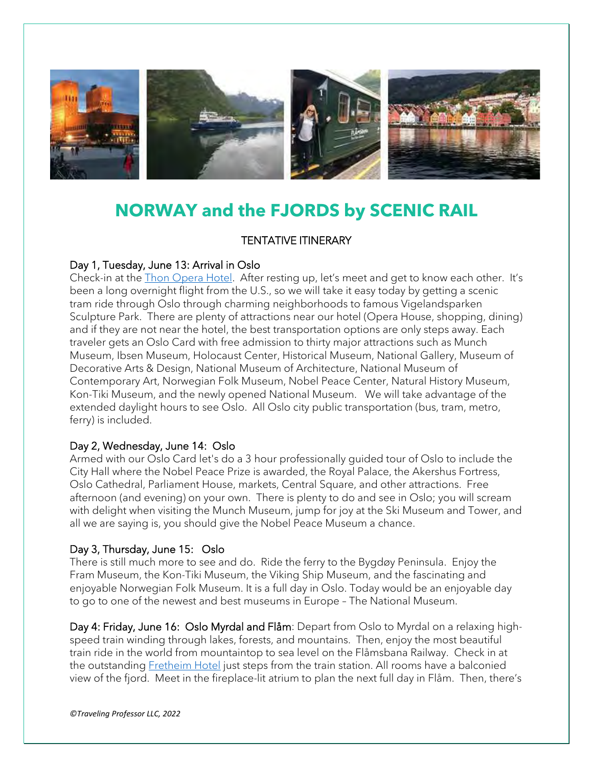# NORWAY and the FJORDS by SCENIC RAIL

TENTATIVE ITINERARY

## Day 1, Tuesday, June 13: Arrival in Oslo

Check-in at the Thon Opera Hotel. After resting up, let's meet and get to know each other. It's been a long overnight flight from the U.S., so we will take it easy today by getting a scenic tram ride through Oslo through charming neighborhoods to famous Vigelandsparken Sculpture Park. There are plenty of attractions near our hotel (Opera House, shopping, dining) and if they are not near the hotel, the best transportation options are only steps away. Each traveler gets an Oslo Card with free admission to thirty major attractions such as Munch Museum, Ibsen Museum, Holocaust Center, Historical Museum, National Gallery, Museum of Decorative Arts & Design, National Museum of Architecture, National Museum of Contemporary Art, Norwegian Folk Museum, Nobel Peace Center, Natural History Museum, Kon-Tiki Museum, and the newly opened National Museum. We will take advantage of the extended daylight hours to see Oslo. All Oslo city public transportation (bus, tram, metro, ferry) is included.

## Day 2, Wednesday, June 14: Oslo

Armed with our Oslo Card let's do a 3 hour professionally guided tour of Oslo to include the City Hall where the Nobel Peace Prize is awarded, the Royal Palace, the Akershus Fortress, Oslo Cathedral, Parliament House, markets, Central Square, and other attractions. Free afternoon (and evening) on your own. There is plenty to do and see in Oslo; you will scream with delight when visiting the Munch Museum, jump for joy at the Ski Museum and Tower, and all we are saying is, you should give the Nobel Peace Museum a chance.

## Day 3, Thursday, June 15: Oslo

There is still much more to see and do. Ride the ferry to the Bygdøy Peninsula. Enjoy the Fram Museum, the Kon-Tiki Museum, the Viking Ship Museum, and the fascinating and enjoyable Norwegian Folk Museum. It is a full day in Oslo. Today would be an enjoyable day to go to one of the newest and best museums in Europe – The National Museum.

**Day 4: Friday, June 16: Oslo Myrdal and Flåm**: Depart from Oslo to Myrdal on a relaxing high-speed train winding through lakes, forests, and mountains. Then, enjoy the most beautiful train ride in the world from mountaintop to sea level on the Flåmsbana Railway. Check in at the outstanding Fretheim Hotel just steps from the train station. All rooms have a balconied view of the fjord. Meet in the fireplace-lit atrium to plan the next full day in Flåm. Then, there's

*©Traveling Professor LLC, 2022*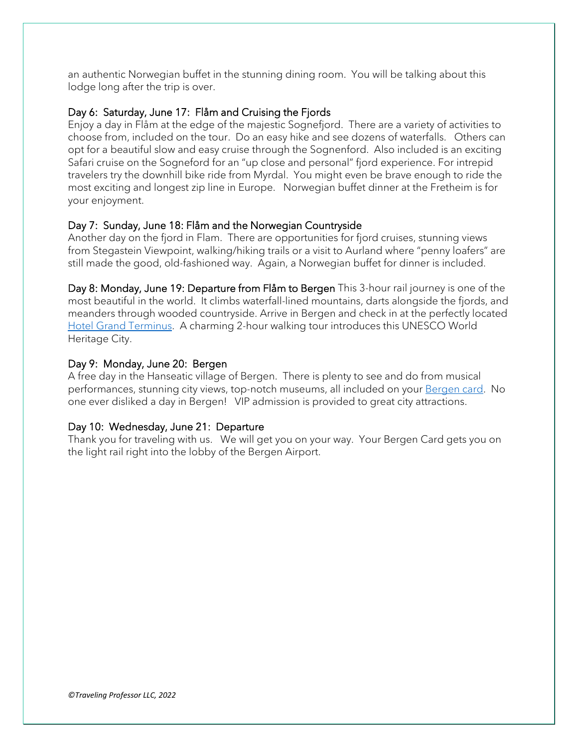an authentic Norwegian buffet in the stunning dining room.  You will be talking about this lodge long after the trip is over.

### Day 6:  Saturday, June 17:  Flåm and Cruising the Fjords

Enjoy a day in Flåm at the edge of the majestic Sognefjord.  There are a variety of activities to choose from, included on the tour.  Do an easy hike and see dozens of waterfalls.   Others can opt for a beautiful slow and easy cruise through the Sognenford.  Also included is an exciting Safari cruise on the Sogneford for an "up close and personal" fjord experience. For intrepid travelers try the downhill bike ride from Myrdal.  You might even be brave enough to ride the most exciting and longest zip line in Europe.   Norwegian buffet dinner at the Fretheim is for your enjoyment.

### Day 7:  Sunday, June 18: Flåm and the Norwegian Countryside

Another day on the fjord in Flam.  There are opportunities for fjord cruises, stunning views from Stegastein Viewpoint, walking/hiking trails or a visit to Aurland where "penny loafers" are still made the good, old-fashioned way.  Again, a Norwegian buffet for dinner is included.

**Day 8: Monday, June 19: Departure from Flåm to Bergen** This 3-hour rail journey is one of the most beautiful in the world.  It climbs waterfall-lined mountains, darts alongside the fjords, and meanders through wooded countryside. Arrive in Bergen and check in at the perfectly located Hotel Grand Terminus.  A charming 2-hour walking tour introduces this UNESCO World Heritage City.

### Day 9:  Monday, June 20:  Bergen

A free day in the Hanseatic village of Bergen.  There is plenty to see and do from musical performances, stunning city views, top-notch museums, all included on your Bergen card.  No one ever disliked a day in Bergen!   VIP admission is provided to great city attractions.

### Day 10:  Wednesday, June 21:  Departure

Thank you for traveling with us.   We will get you on your way.  Your Bergen Card gets you on the light rail right into the lobby of the Bergen Airport.

*©Traveling Professor LLC, 2022*